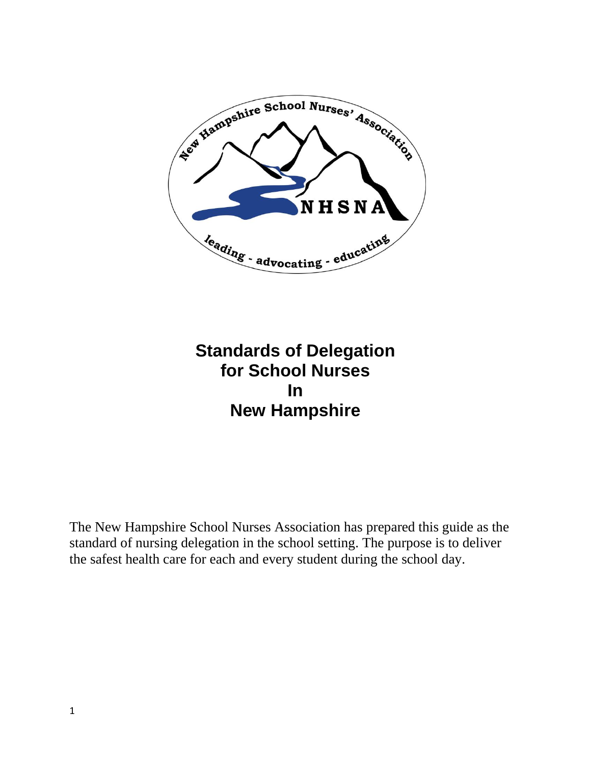# Standards of Delegation for School Nurses In New Hampshire

The New Hampshire School Nurses Association has prepared this guide as the standard of nursing delegation in the school setting. The purpose is to deliver the safest health care for each and every student during the school day.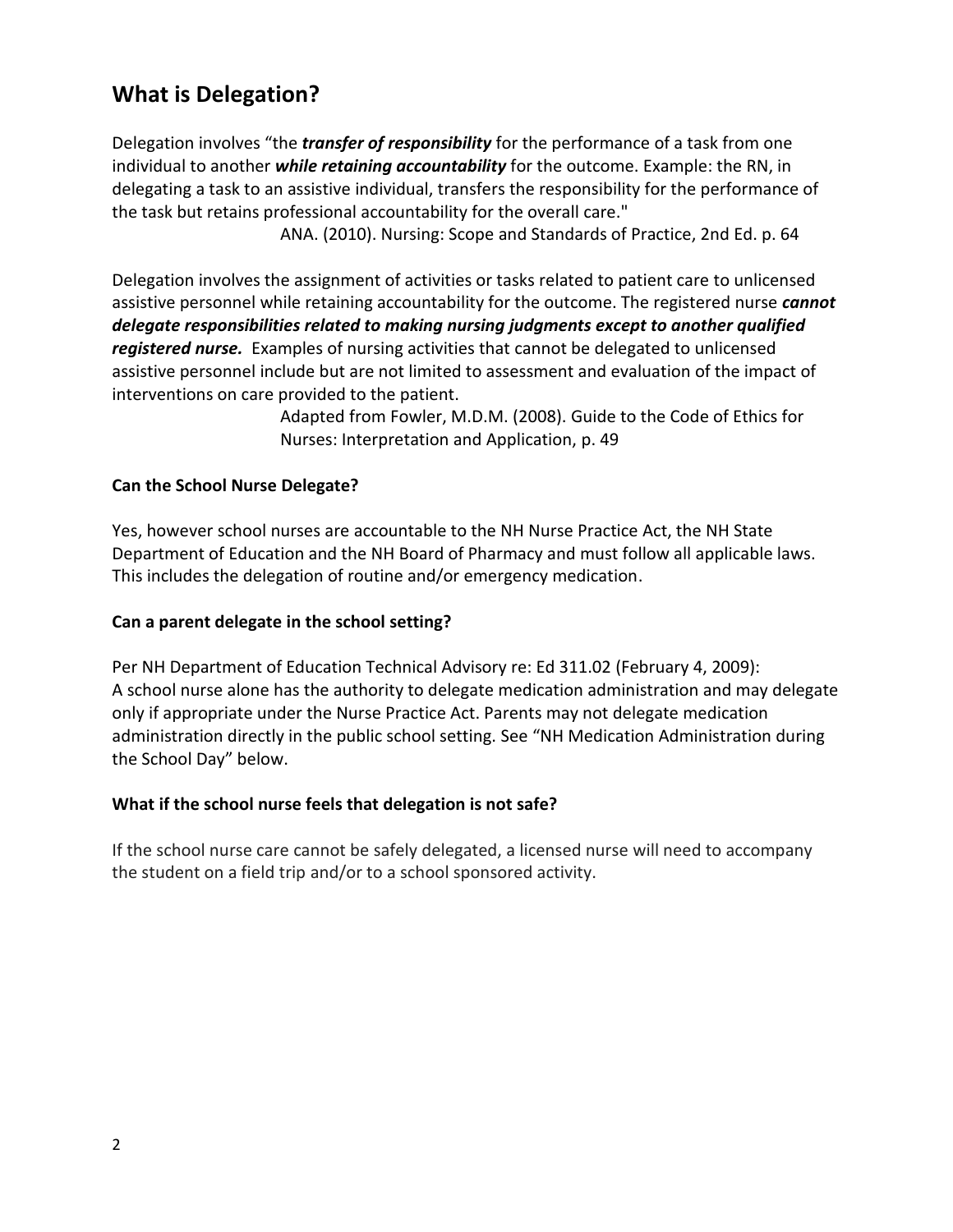## What is Delegation?

Delegation involves "the ***transfer of responsibility*** for the performance of a task from one individual to another ***while retaining accountability*** for the outcome. Example: the RN, in delegating a task to an assistive individual, transfers the responsibility for the performance of the task but retains professional accountability for the overall care."

ANA. (2010). Nursing: Scope and Standards of Practice, 2nd Ed. p. 64

Delegation involves the assignment of activities or tasks related to patient care to unlicensed assistive personnel while retaining accountability for the outcome. The registered nurse ***cannot delegate responsibilities related to making nursing judgments except to another qualified registered nurse.*** Examples of nursing activities that cannot be delegated to unlicensed assistive personnel include but are not limited to assessment and evaluation of the impact of interventions on care provided to the patient.

Adapted from Fowler, M.D.M. (2008). Guide to the Code of Ethics for Nurses: Interpretation and Application, p. 49

**Can the School Nurse Delegate?**

Yes, however school nurses are accountable to the NH Nurse Practice Act, the NH State Department of Education and the NH Board of Pharmacy and must follow all applicable laws. This includes the delegation of routine and/or emergency medication.

**Can a parent delegate in the school setting?**

Per NH Department of Education Technical Advisory re: Ed 311.02 (February 4, 2009):
A school nurse alone has the authority to delegate medication administration and may delegate only if appropriate under the Nurse Practice Act. Parents may not delegate medication administration directly in the public school setting. See "NH Medication Administration during the School Day" below.

**What if the school nurse feels that delegation is not safe?**

If the school nurse care cannot be safely delegated, a licensed nurse will need to accompany the student on a field trip and/or to a school sponsored activity.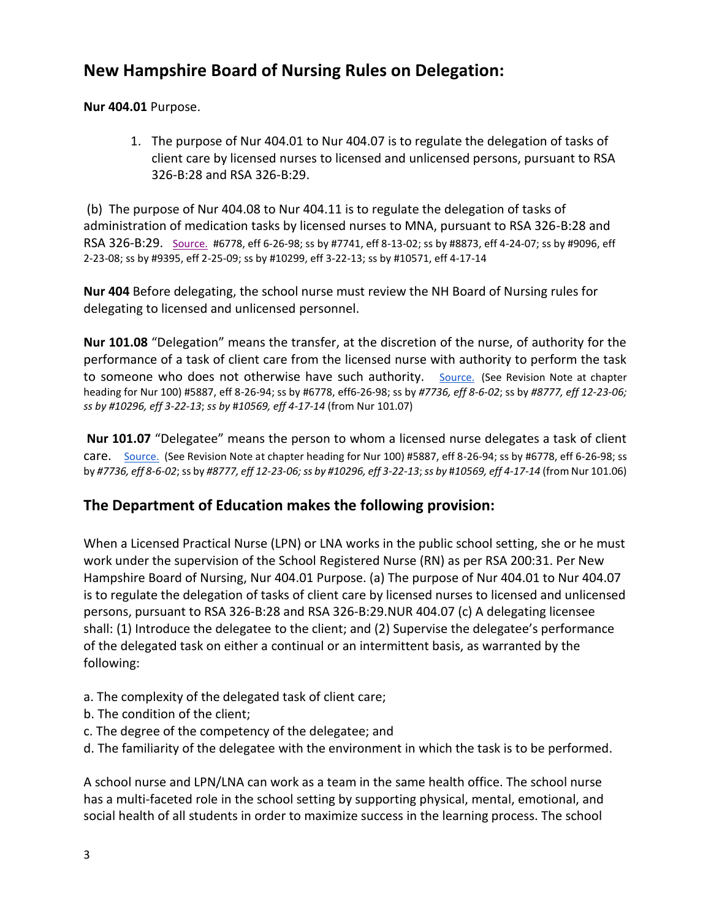## New Hampshire Board of Nursing Rules on Delegation:

**Nur 404.01** Purpose.

1. The purpose of Nur 404.01 to Nur 404.07 is to regulate the delegation of tasks of client care by licensed nurses to licensed and unlicensed persons, pursuant to RSA 326-B:28 and RSA 326-B:29.

(b) The purpose of Nur 404.08 to Nur 404.11 is to regulate the delegation of tasks of administration of medication tasks by licensed nurses to MNA, pursuant to RSA 326-B:28 and RSA 326-B:29. Source. #6778, eff 6-26-98; ss by #7741, eff 8-13-02; ss by #8873, eff 4-24-07; ss by #9096, eff 2-23-08; ss by #9395, eff 2-25-09; ss by #10299, eff 3-22-13; ss by #10571, eff 4-17-14

**Nur 404** Before delegating, the school nurse must review the NH Board of Nursing rules for delegating to licensed and unlicensed personnel.

**Nur 101.08** "Delegation" means the transfer, at the discretion of the nurse, of authority for the performance of a task of client care from the licensed nurse with authority to perform the task to someone who does not otherwise have such authority. Source. (See Revision Note at chapter heading for Nur 100) #5887, eff 8-26-94; ss by #6778, eff6-26-98; ss by *#7736, eff 8-6-02*; ss by *#8777, eff 12-23-06; ss by #10296, eff 3-22-13*; *ss by #10569, eff 4-17-14* (from Nur 101.07)

**Nur 101.07** "Delegatee" means the person to whom a licensed nurse delegates a task of client care. Source. (See Revision Note at chapter heading for Nur 100) #5887, eff 8-26-94; ss by #6778, eff 6-26-98; ss by *#7736, eff 8-6-02*; ss by *#8777, eff 12-23-06; ss by #10296, eff 3-22-13*; *ss by #10569, eff 4-17-14* (from Nur 101.06)

## The Department of Education makes the following provision:

When a Licensed Practical Nurse (LPN) or LNA works in the public school setting, she or he must work under the supervision of the School Registered Nurse (RN) as per RSA 200:31. Per New Hampshire Board of Nursing, Nur 404.01 Purpose. (a) The purpose of Nur 404.01 to Nur 404.07 is to regulate the delegation of tasks of client care by licensed nurses to licensed and unlicensed persons, pursuant to RSA 326-B:28 and RSA 326-B:29.NUR 404.07 (c) A delegating licensee shall: (1) Introduce the delegatee to the client; and (2) Supervise the delegatee's performance of the delegated task on either a continual or an intermittent basis, as warranted by the following:

a. The complexity of the delegated task of client care;
b. The condition of the client;
c. The degree of the competency of the delegatee; and
d. The familiarity of the delegatee with the environment in which the task is to be performed.

A school nurse and LPN/LNA can work as a team in the same health office. The school nurse has a multi-faceted role in the school setting by supporting physical, mental, emotional, and social health of all students in order to maximize success in the learning process. The school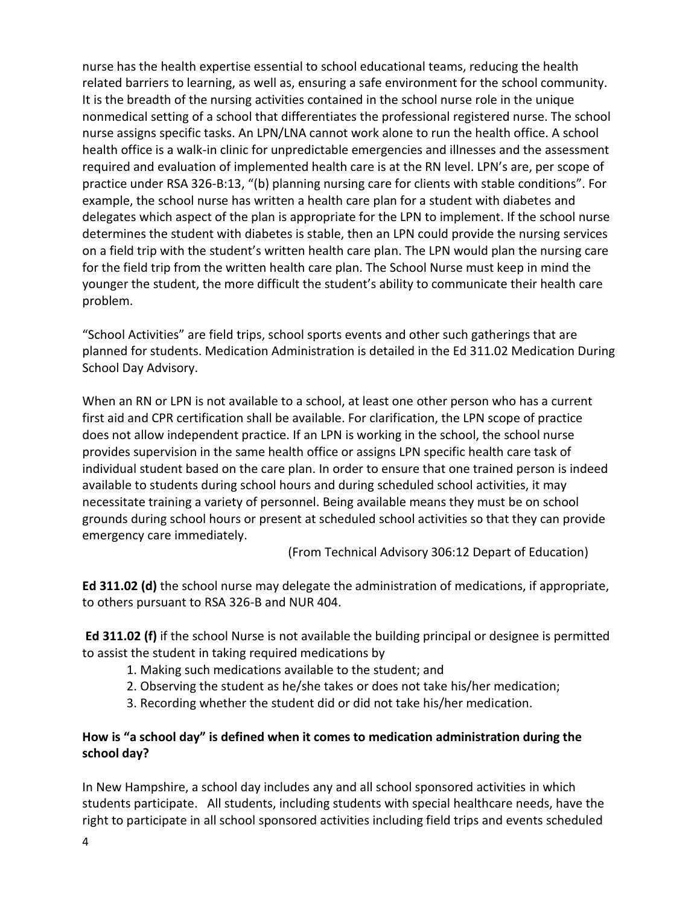nurse has the health expertise essential to school educational teams, reducing the health related barriers to learning, as well as, ensuring a safe environment for the school community. It is the breadth of the nursing activities contained in the school nurse role in the unique nonmedical setting of a school that differentiates the professional registered nurse. The school nurse assigns specific tasks. An LPN/LNA cannot work alone to run the health office. A school health office is a walk-in clinic for unpredictable emergencies and illnesses and the assessment required and evaluation of implemented health care is at the RN level. LPN's are, per scope of practice under RSA 326-B:13, "(b) planning nursing care for clients with stable conditions". For example, the school nurse has written a health care plan for a student with diabetes and delegates which aspect of the plan is appropriate for the LPN to implement. If the school nurse determines the student with diabetes is stable, then an LPN could provide the nursing services on a field trip with the student's written health care plan. The LPN would plan the nursing care for the field trip from the written health care plan. The School Nurse must keep in mind the younger the student, the more difficult the student's ability to communicate their health care problem.

"School Activities" are field trips, school sports events and other such gatherings that are planned for students. Medication Administration is detailed in the Ed 311.02 Medication During School Day Advisory.

When an RN or LPN is not available to a school, at least one other person who has a current first aid and CPR certification shall be available. For clarification, the LPN scope of practice does not allow independent practice. If an LPN is working in the school, the school nurse provides supervision in the same health office or assigns LPN specific health care task of individual student based on the care plan. In order to ensure that one trained person is indeed available to students during school hours and during scheduled school activities, it may necessitate training a variety of personnel. Being available means they must be on school grounds during school hours or present at scheduled school activities so that they can provide emergency care immediately.

(From Technical Advisory 306:12 Depart of Education)

**Ed 311.02 (d)** the school nurse may delegate the administration of medications, if appropriate, to others pursuant to RSA 326-B and NUR 404.

**Ed 311.02 (f)** if the school Nurse is not available the building principal or designee is permitted to assist the student in taking required medications by

1. Making such medications available to the student; and
2. Observing the student as he/she takes or does not take his/her medication;
3. Recording whether the student did or did not take his/her medication.

**How is "a school day" is defined when it comes to medication administration during the school day?**

In New Hampshire, a school day includes any and all school sponsored activities in which students participate. All students, including students with special healthcare needs, have the right to participate in all school sponsored activities including field trips and events scheduled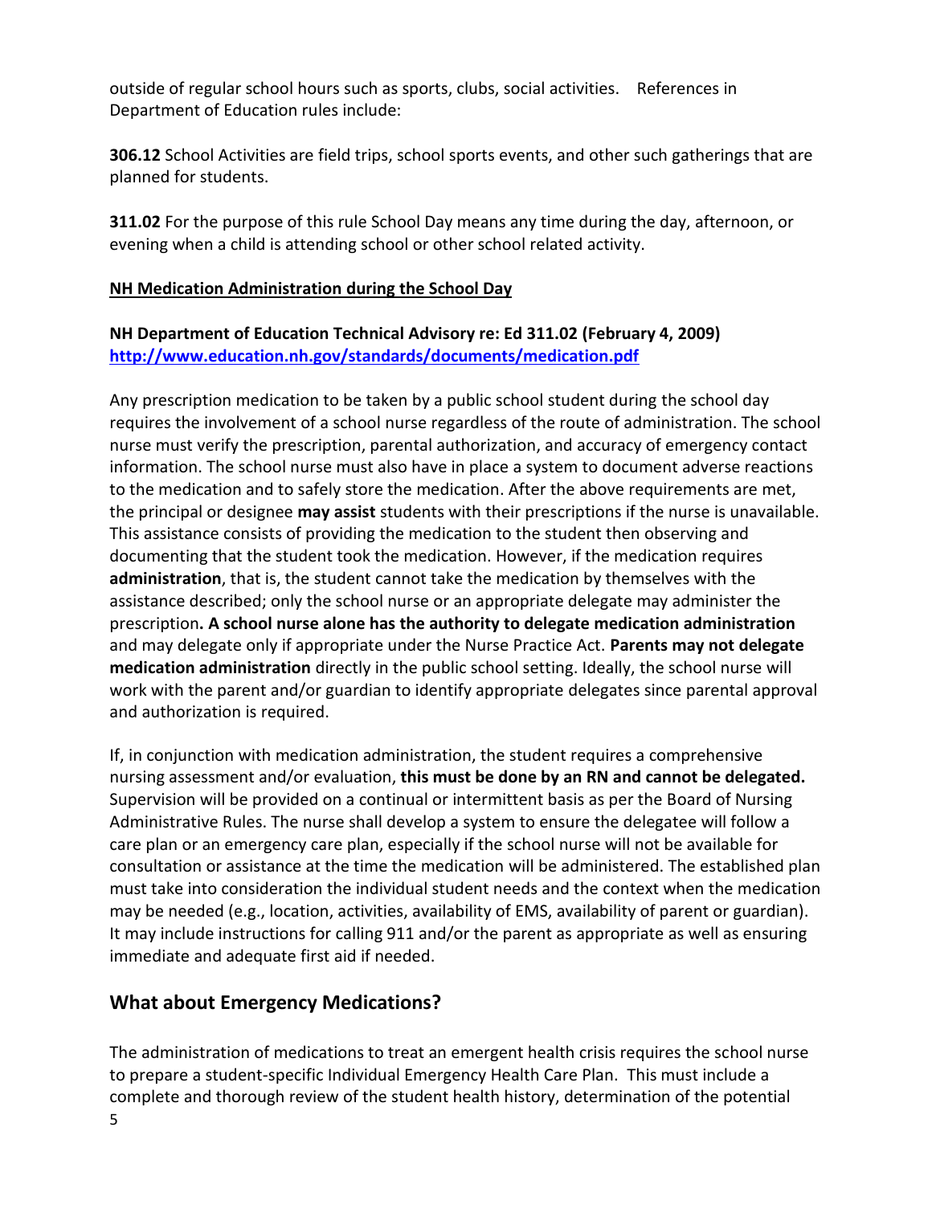outside of regular school hours such as sports, clubs, social activities. References in Department of Education rules include:

**306.12** School Activities are field trips, school sports events, and other such gatherings that are planned for students.

**311.02** For the purpose of this rule School Day means any time during the day, afternoon, or evening when a child is attending school or other school related activity.

**<u>NH Medication Administration during the School Day</u>**

**NH Department of Education Technical Advisory re: Ed 311.02 (February 4, 2009)**
**[http://www.education.nh.gov/standards/documents/medication.pdf](http://www.education.nh.gov/standards/documents/medication.pdf)**

Any prescription medication to be taken by a public school student during the school day requires the involvement of a school nurse regardless of the route of administration. The school nurse must verify the prescription, parental authorization, and accuracy of emergency contact information. The school nurse must also have in place a system to document adverse reactions to the medication and to safely store the medication. After the above requirements are met, the principal or designee **may assist** students with their prescriptions if the nurse is unavailable. This assistance consists of providing the medication to the student then observing and documenting that the student took the medication. However, if the medication requires **administration**, that is, the student cannot take the medication by themselves with the assistance described; only the school nurse or an appropriate delegate may administer the prescription**. A school nurse alone has the authority to delegate medication administration** and may delegate only if appropriate under the Nurse Practice Act. **Parents may not delegate medication administration** directly in the public school setting. Ideally, the school nurse will work with the parent and/or guardian to identify appropriate delegates since parental approval and authorization is required.

If, in conjunction with medication administration, the student requires a comprehensive nursing assessment and/or evaluation, **this must be done by an RN and cannot be delegated.** Supervision will be provided on a continual or intermittent basis as per the Board of Nursing Administrative Rules. The nurse shall develop a system to ensure the delegatee will follow a care plan or an emergency care plan, especially if the school nurse will not be available for consultation or assistance at the time the medication will be administered. The established plan must take into consideration the individual student needs and the context when the medication may be needed (e.g., location, activities, availability of EMS, availability of parent or guardian). It may include instructions for calling 911 and/or the parent as appropriate as well as ensuring immediate and adequate first aid if needed.

## What about Emergency Medications?

The administration of medications to treat an emergent health crisis requires the school nurse to prepare a student-specific Individual Emergency Health Care Plan. This must include a complete and thorough review of the student health history, determination of the potential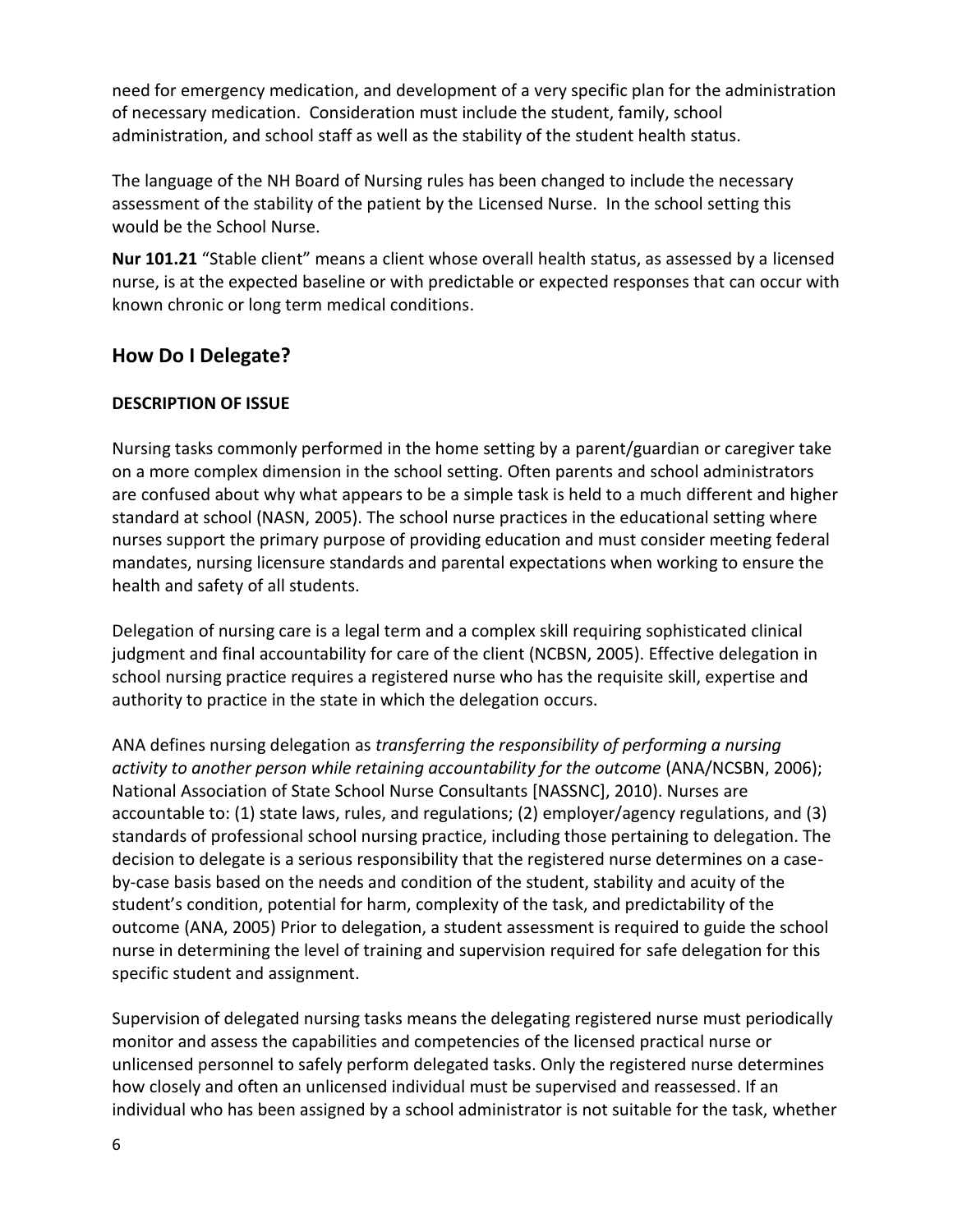need for emergency medication, and development of a very specific plan for the administration of necessary medication. Consideration must include the student, family, school administration, and school staff as well as the stability of the student health status.

The language of the NH Board of Nursing rules has been changed to include the necessary assessment of the stability of the patient by the Licensed Nurse. In the school setting this would be the School Nurse.

**Nur 101.21** "Stable client" means a client whose overall health status, as assessed by a licensed nurse, is at the expected baseline or with predictable or expected responses that can occur with known chronic or long term medical conditions.

## How Do I Delegate?

### DESCRIPTION OF ISSUE

Nursing tasks commonly performed in the home setting by a parent/guardian or caregiver take on a more complex dimension in the school setting. Often parents and school administrators are confused about why what appears to be a simple task is held to a much different and higher standard at school (NASN, 2005). The school nurse practices in the educational setting where nurses support the primary purpose of providing education and must consider meeting federal mandates, nursing licensure standards and parental expectations when working to ensure the health and safety of all students.

Delegation of nursing care is a legal term and a complex skill requiring sophisticated clinical judgment and final accountability for care of the client (NCBSN, 2005). Effective delegation in school nursing practice requires a registered nurse who has the requisite skill, expertise and authority to practice in the state in which the delegation occurs.

ANA defines nursing delegation as *transferring the responsibility of performing a nursing activity to another person while retaining accountability for the outcome* (ANA/NCSBN, 2006); National Association of State School Nurse Consultants [NASSNC], 2010). Nurses are accountable to: (1) state laws, rules, and regulations; (2) employer/agency regulations, and (3) standards of professional school nursing practice, including those pertaining to delegation. The decision to delegate is a serious responsibility that the registered nurse determines on a case-by-case basis based on the needs and condition of the student, stability and acuity of the student's condition, potential for harm, complexity of the task, and predictability of the outcome (ANA, 2005) Prior to delegation, a student assessment is required to guide the school nurse in determining the level of training and supervision required for safe delegation for this specific student and assignment.

Supervision of delegated nursing tasks means the delegating registered nurse must periodically monitor and assess the capabilities and competencies of the licensed practical nurse or unlicensed personnel to safely perform delegated tasks. Only the registered nurse determines how closely and often an unlicensed individual must be supervised and reassessed. If an individual who has been assigned by a school administrator is not suitable for the task, whether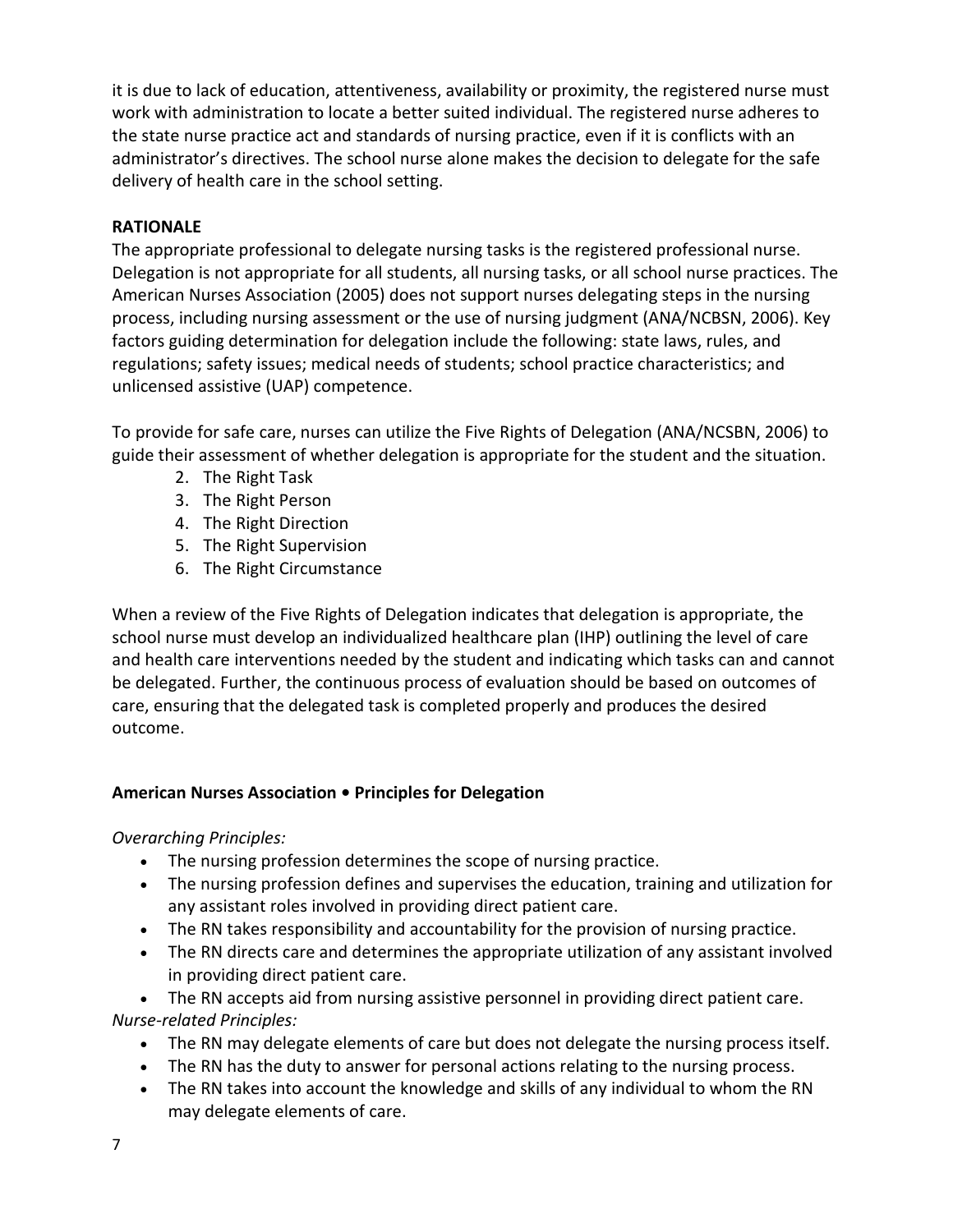it is due to lack of education, attentiveness, availability or proximity, the registered nurse must work with administration to locate a better suited individual. The registered nurse adheres to the state nurse practice act and standards of nursing practice, even if it is conflicts with an administrator's directives. The school nurse alone makes the decision to delegate for the safe delivery of health care in the school setting.

**RATIONALE**

The appropriate professional to delegate nursing tasks is the registered professional nurse. Delegation is not appropriate for all students, all nursing tasks, or all school nurse practices. The American Nurses Association (2005) does not support nurses delegating steps in the nursing process, including nursing assessment or the use of nursing judgment (ANA/NCBSN, 2006). Key factors guiding determination for delegation include the following: state laws, rules, and regulations; safety issues; medical needs of students; school practice characteristics; and unlicensed assistive (UAP) competence.

To provide for safe care, nurses can utilize the Five Rights of Delegation (ANA/NCSBN, 2006) to guide their assessment of whether delegation is appropriate for the student and the situation.

2. The Right Task
3. The Right Person
4. The Right Direction
5. The Right Supervision
6. The Right Circumstance

When a review of the Five Rights of Delegation indicates that delegation is appropriate, the school nurse must develop an individualized healthcare plan (IHP) outlining the level of care and health care interventions needed by the student and indicating which tasks can and cannot be delegated. Further, the continuous process of evaluation should be based on outcomes of care, ensuring that the delegated task is completed properly and produces the desired outcome.

**American Nurses Association • Principles for Delegation**

*Overarching Principles:*

- The nursing profession determines the scope of nursing practice.
- The nursing profession defines and supervises the education, training and utilization for any assistant roles involved in providing direct patient care.
- The RN takes responsibility and accountability for the provision of nursing practice.
- The RN directs care and determines the appropriate utilization of any assistant involved in providing direct patient care.
- The RN accepts aid from nursing assistive personnel in providing direct patient care.

*Nurse-related Principles:*

- The RN may delegate elements of care but does not delegate the nursing process itself.
- The RN has the duty to answer for personal actions relating to the nursing process.
- The RN takes into account the knowledge and skills of any individual to whom the RN may delegate elements of care.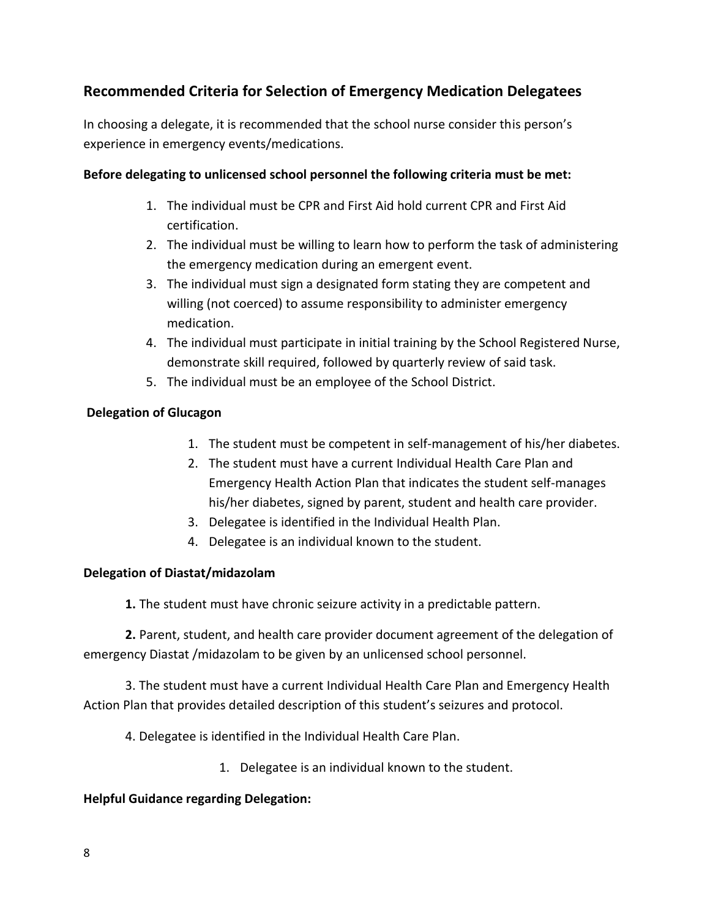## Recommended Criteria for Selection of Emergency Medication Delegatees

In choosing a delegate, it is recommended that the school nurse consider this person's experience in emergency events/medications.

**Before delegating to unlicensed school personnel the following criteria must be met:**

1. The individual must be CPR and First Aid hold current CPR and First Aid certification.
2. The individual must be willing to learn how to perform the task of administering the emergency medication during an emergent event.
3. The individual must sign a designated form stating they are competent and willing (not coerced) to assume responsibility to administer emergency medication.
4. The individual must participate in initial training by the School Registered Nurse, demonstrate skill required, followed by quarterly review of said task.
5. The individual must be an employee of the School District.

**Delegation of Glucagon**

1. The student must be competent in self-management of his/her diabetes.
2. The student must have a current Individual Health Care Plan and Emergency Health Action Plan that indicates the student self-manages his/her diabetes, signed by parent, student and health care provider.
3. Delegatee is identified in the Individual Health Plan.
4. Delegatee is an individual known to the student.

**Delegation of Diastat/midazolam**

**1.** The student must have chronic seizure activity in a predictable pattern.

**2.** Parent, student, and health care provider document agreement of the delegation of emergency Diastat /midazolam to be given by an unlicensed school personnel.

3. The student must have a current Individual Health Care Plan and Emergency Health Action Plan that provides detailed description of this student's seizures and protocol.

4. Delegatee is identified in the Individual Health Care Plan.

1. Delegatee is an individual known to the student.

**Helpful Guidance regarding Delegation:**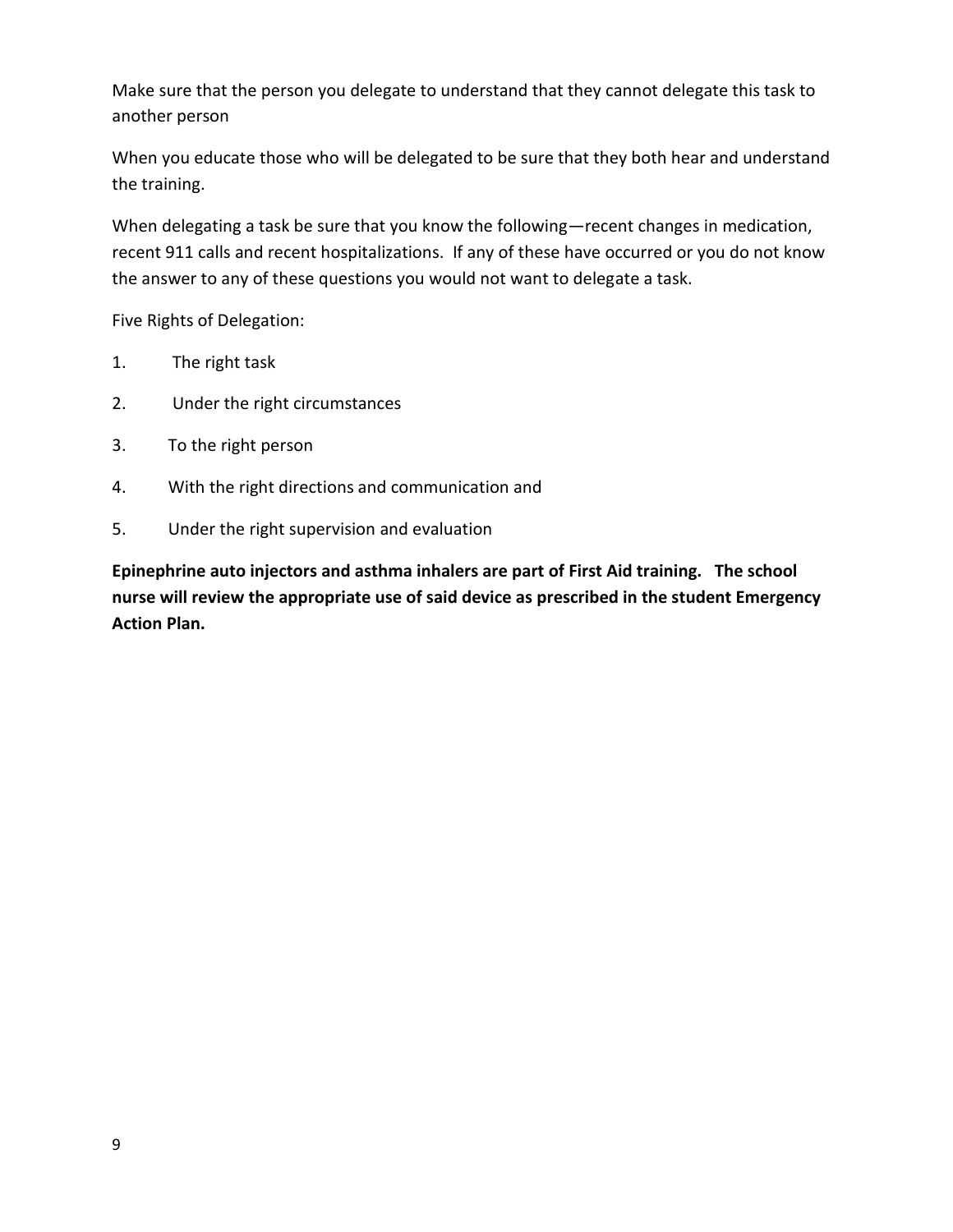Make sure that the person you delegate to understand that they cannot delegate this task to another person

When you educate those who will be delegated to be sure that they both hear and understand the training.

When delegating a task be sure that you know the following—recent changes in medication, recent 911 calls and recent hospitalizations. If any of these have occurred or you do not know the answer to any of these questions you would not want to delegate a task.

Five Rights of Delegation:

1. The right task
2. Under the right circumstances
3. To the right person
4. With the right directions and communication and
5. Under the right supervision and evaluation

**Epinephrine auto injectors and asthma inhalers are part of First Aid training. The school nurse will review the appropriate use of said device as prescribed in the student Emergency Action Plan.**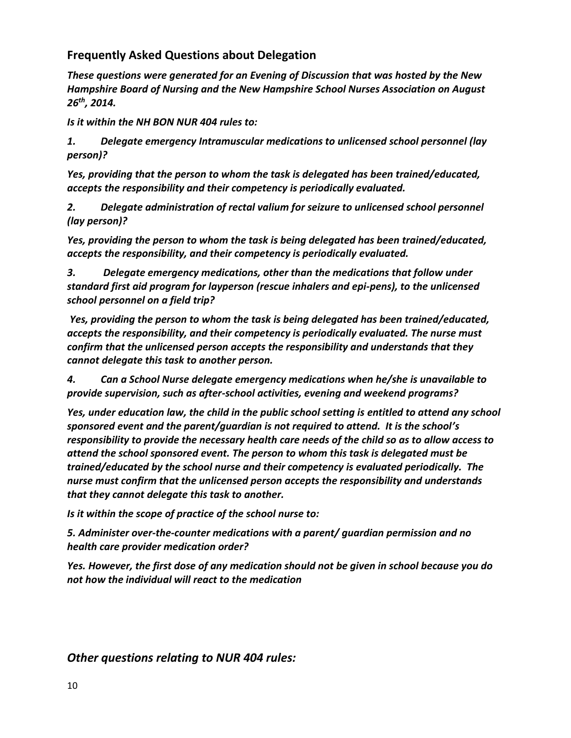## Frequently Asked Questions about Delegation

***These questions were generated for an Evening of Discussion that was hosted by the New Hampshire Board of Nursing and the New Hampshire School Nurses Association on August 26th, 2014.***

***Is it within the NH BON NUR 404 rules to:***

***1. Delegate emergency Intramuscular medications to unlicensed school personnel (lay person)?***

***Yes, providing that the person to whom the task is delegated has been trained/educated, accepts the responsibility and their competency is periodically evaluated.***

***2. Delegate administration of rectal valium for seizure to unlicensed school personnel (lay person)?***

***Yes, providing the person to whom the task is being delegated has been trained/educated, accepts the responsibility, and their competency is periodically evaluated.***

***3. Delegate emergency medications, other than the medications that follow under standard first aid program for layperson (rescue inhalers and epi-pens), to the unlicensed school personnel on a field trip?***

***Yes, providing the person to whom the task is being delegated has been trained/educated, accepts the responsibility, and their competency is periodically evaluated. The nurse must confirm that the unlicensed person accepts the responsibility and understands that they cannot delegate this task to another person.***

***4. Can a School Nurse delegate emergency medications when he/she is unavailable to provide supervision, such as after-school activities, evening and weekend programs?***

***Yes, under education law, the child in the public school setting is entitled to attend any school sponsored event and the parent/guardian is not required to attend. It is the school's responsibility to provide the necessary health care needs of the child so as to allow access to attend the school sponsored event. The person to whom this task is delegated must be trained/educated by the school nurse and their competency is evaluated periodically. The nurse must confirm that the unlicensed person accepts the responsibility and understands that they cannot delegate this task to another.***

***Is it within the scope of practice of the school nurse to:***

***5. Administer over-the-counter medications with a parent/ guardian permission and no health care provider medication order?***

***Yes. However, the first dose of any medication should not be given in school because you do not how the individual will react to the medication***

### *Other questions relating to NUR 404 rules:*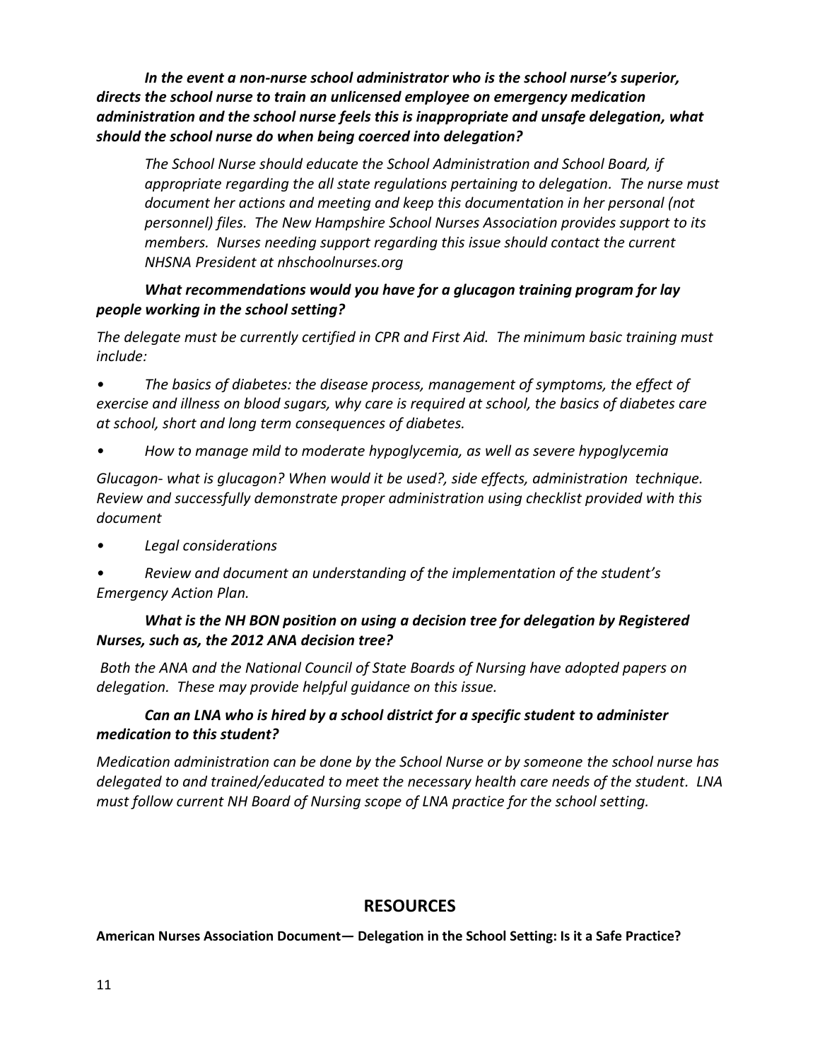***In the event a non-nurse school administrator who is the school nurse's superior, directs the school nurse to train an unlicensed employee on emergency medication administration and the school nurse feels this is inappropriate and unsafe delegation, what should the school nurse do when being coerced into delegation?***

*The School Nurse should educate the School Administration and School Board, if appropriate regarding the all state regulations pertaining to delegation. The nurse must document her actions and meeting and keep this documentation in her personal (not personnel) files. The New Hampshire School Nurses Association provides support to its members. Nurses needing support regarding this issue should contact the current NHSNA President at nhschoolnurses.org*

***What recommendations would you have for a glucagon training program for lay people working in the school setting?***

*The delegate must be currently certified in CPR and First Aid. The minimum basic training must include:*

- *The basics of diabetes: the disease process, management of symptoms, the effect of exercise and illness on blood sugars, why care is required at school, the basics of diabetes care at school, short and long term consequences of diabetes.*
- *How to manage mild to moderate hypoglycemia, as well as severe hypoglycemia*

*Glucagon- what is glucagon? When would it be used?, side effects, administration technique. Review and successfully demonstrate proper administration using checklist provided with this document*

- *Legal considerations*
- *Review and document an understanding of the implementation of the student's Emergency Action Plan.*

***What is the NH BON position on using a decision tree for delegation by Registered Nurses, such as, the 2012 ANA decision tree?***

*Both the ANA and the National Council of State Boards of Nursing have adopted papers on delegation. These may provide helpful guidance on this issue.*

***Can an LNA who is hired by a school district for a specific student to administer medication to this student?***

*Medication administration can be done by the School Nurse or by someone the school nurse has delegated to and trained/educated to meet the necessary health care needs of the student. LNA must follow current NH Board of Nursing scope of LNA practice for the school setting.*

## RESOURCES

**American Nurses Association Document— Delegation in the School Setting: Is it a Safe Practice?**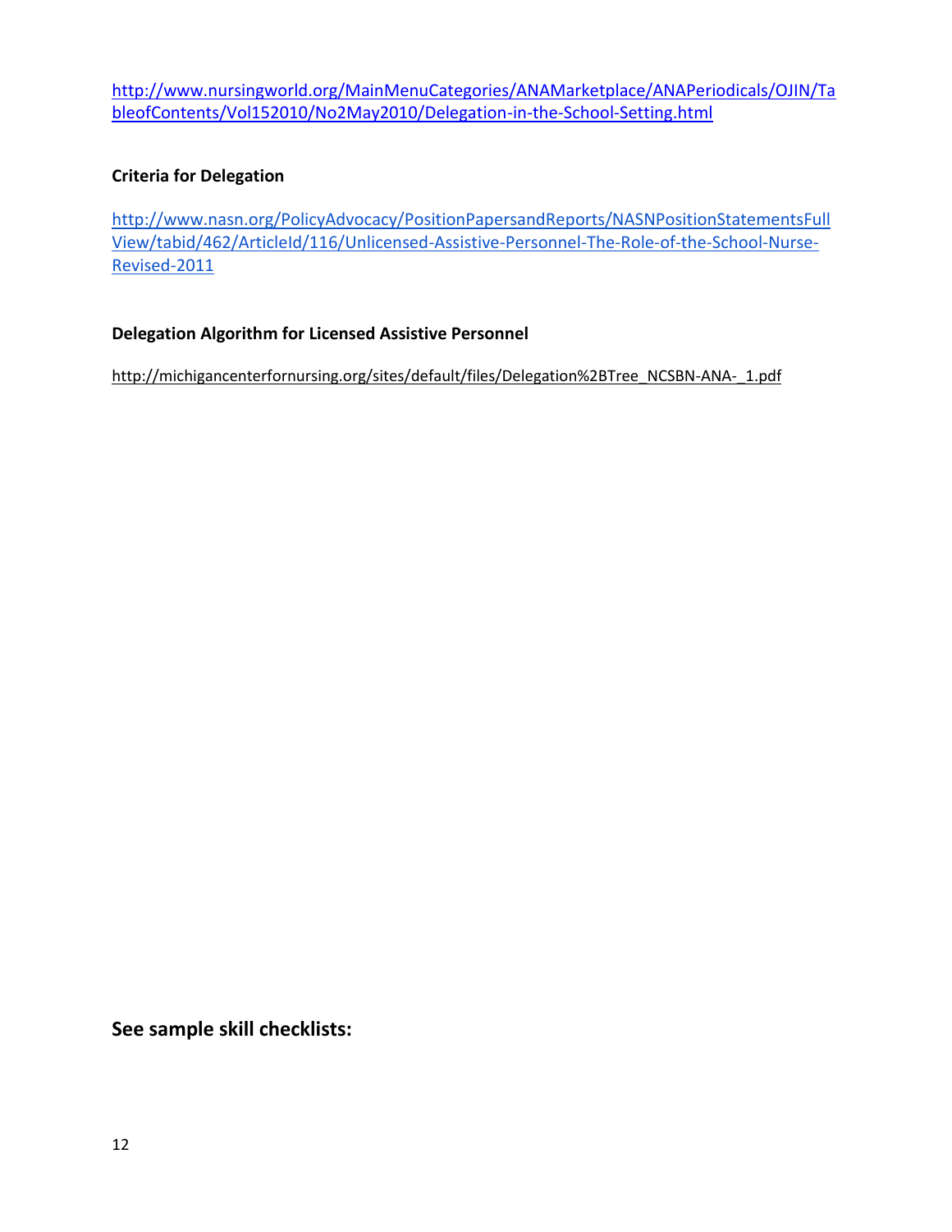http://www.nursingworld.org/MainMenuCategories/ANAMarketplace/ANAPeriodicals/OJIN/TableofContents/Vol152010/No2May2010/Delegation-in-the-School-Setting.html

**Criteria for Delegation**

http://www.nasn.org/PolicyAdvocacy/PositionPapersandReports/NASNPositionStatementsFullView/tabid/462/ArticleId/116/Unlicensed-Assistive-Personnel-The-Role-of-the-School-Nurse-Revised-2011

**Delegation Algorithm for Licensed Assistive Personnel**

http://michigancenterfornursing.org/sites/default/files/Delegation%2BTree_NCSBN-ANA-_1.pdf

**See sample skill checklists:**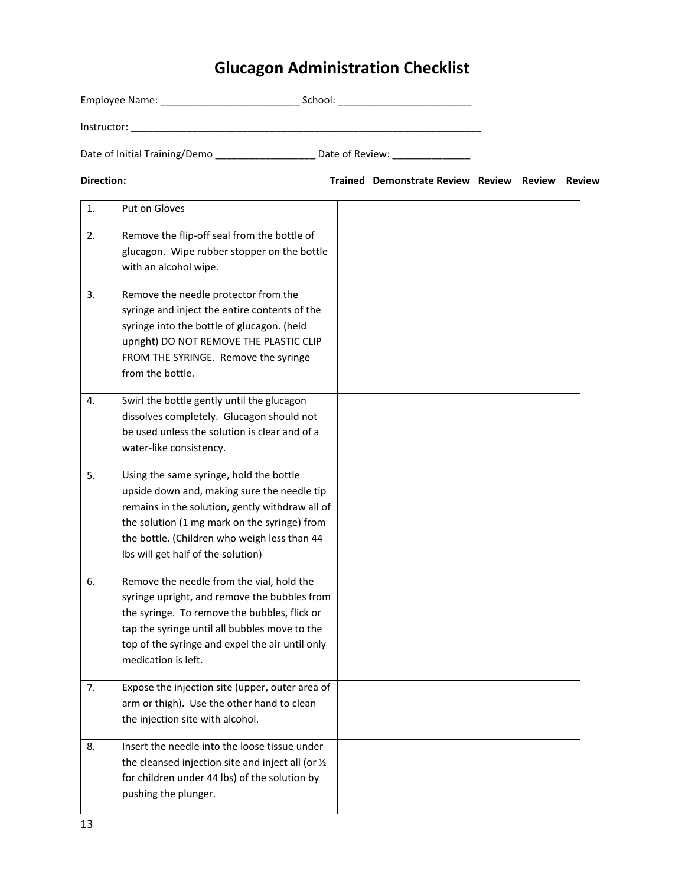# Glucagon Administration Checklist

Employee Name: _________________________ School: ________________________

Instructor: _________________________________________________________________

Date of Initial Training/Demo __________________ Date of Review: ______________

| | Direction: | Trained | Demonstrate | Review | Review | Review | Review |
|---|---|---|---|---|---|---|---|
| 1. | Put on Gloves | | | | | | |
| 2. | Remove the flip-off seal from the bottle of glucagon. Wipe rubber stopper on the bottle with an alcohol wipe. | | | | | | |
| 3. | Remove the needle protector from the syringe and inject the entire contents of the syringe into the bottle of glucagon. (held upright) DO NOT REMOVE THE PLASTIC CLIP FROM THE SYRINGE. Remove the syringe from the bottle. | | | | | | |
| 4. | Swirl the bottle gently until the glucagon dissolves completely. Glucagon should not be used unless the solution is clear and of a water-like consistency. | | | | | | |
| 5. | Using the same syringe, hold the bottle upside down and, making sure the needle tip remains in the solution, gently withdraw all of the solution (1 mg mark on the syringe) from the bottle. (Children who weigh less than 44 lbs will get half of the solution) | | | | | | |
| 6. | Remove the needle from the vial, hold the syringe upright, and remove the bubbles from the syringe. To remove the bubbles, flick or tap the syringe until all bubbles move to the top of the syringe and expel the air until only medication is left. | | | | | | |
| 7. | Expose the injection site (upper, outer area of arm or thigh). Use the other hand to clean the injection site with alcohol. | | | | | | |
| 8. | Insert the needle into the loose tissue under the cleansed injection site and inject all (or ½ for children under 44 lbs) of the solution by pushing the plunger. | | | | | | |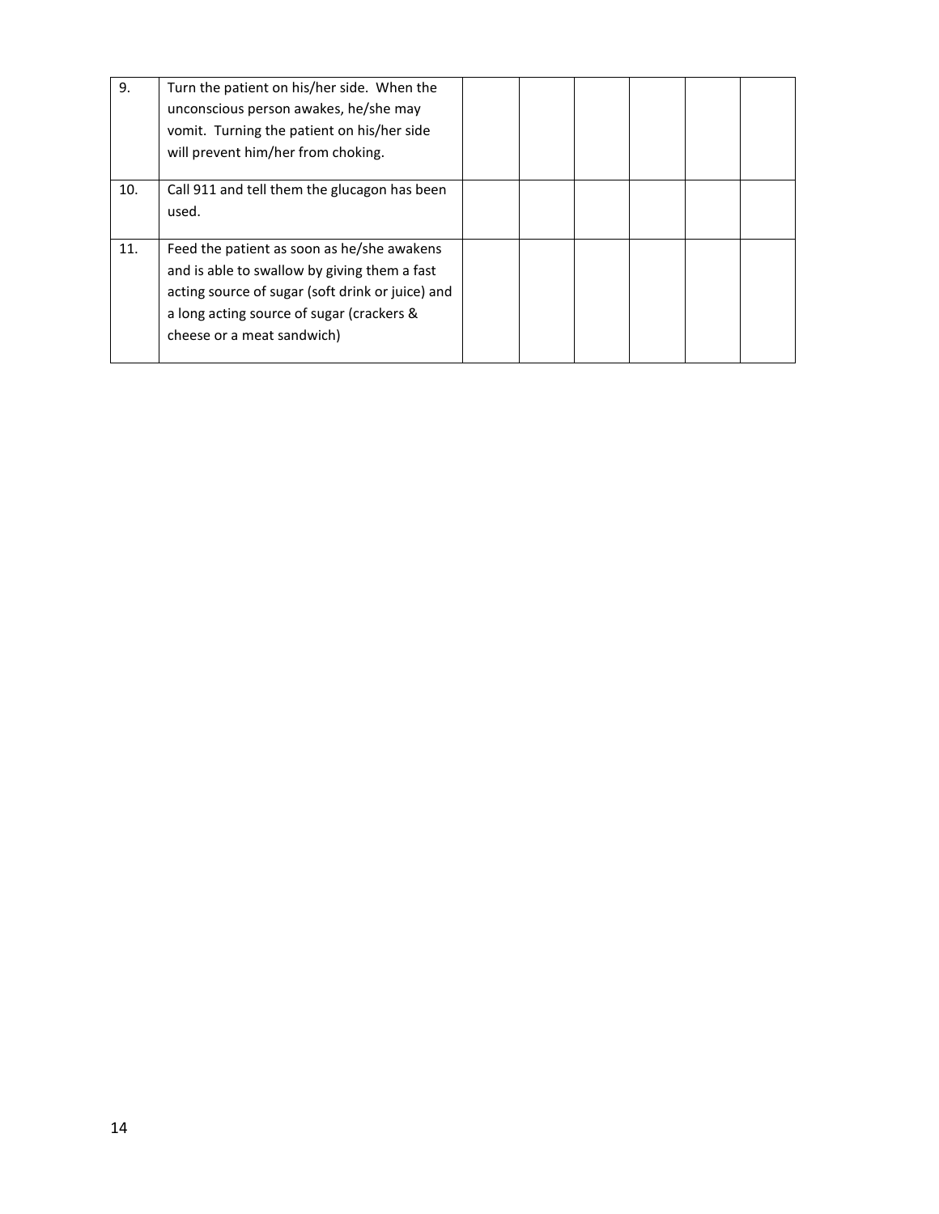| | | | | | | | |
|---|---|---|---|---|---|---|---|
| 9. | Turn the patient on his/her side. When the unconscious person awakes, he/she may vomit. Turning the patient on his/her side will prevent him/her from choking. | | | | | | |
| 10. | Call 911 and tell them the glucagon has been used. | | | | | | |
| 11. | Feed the patient as soon as he/she awakens and is able to swallow by giving them a fast acting source of sugar (soft drink or juice) and a long acting source of sugar (crackers & cheese or a meat sandwich) | | | | | | |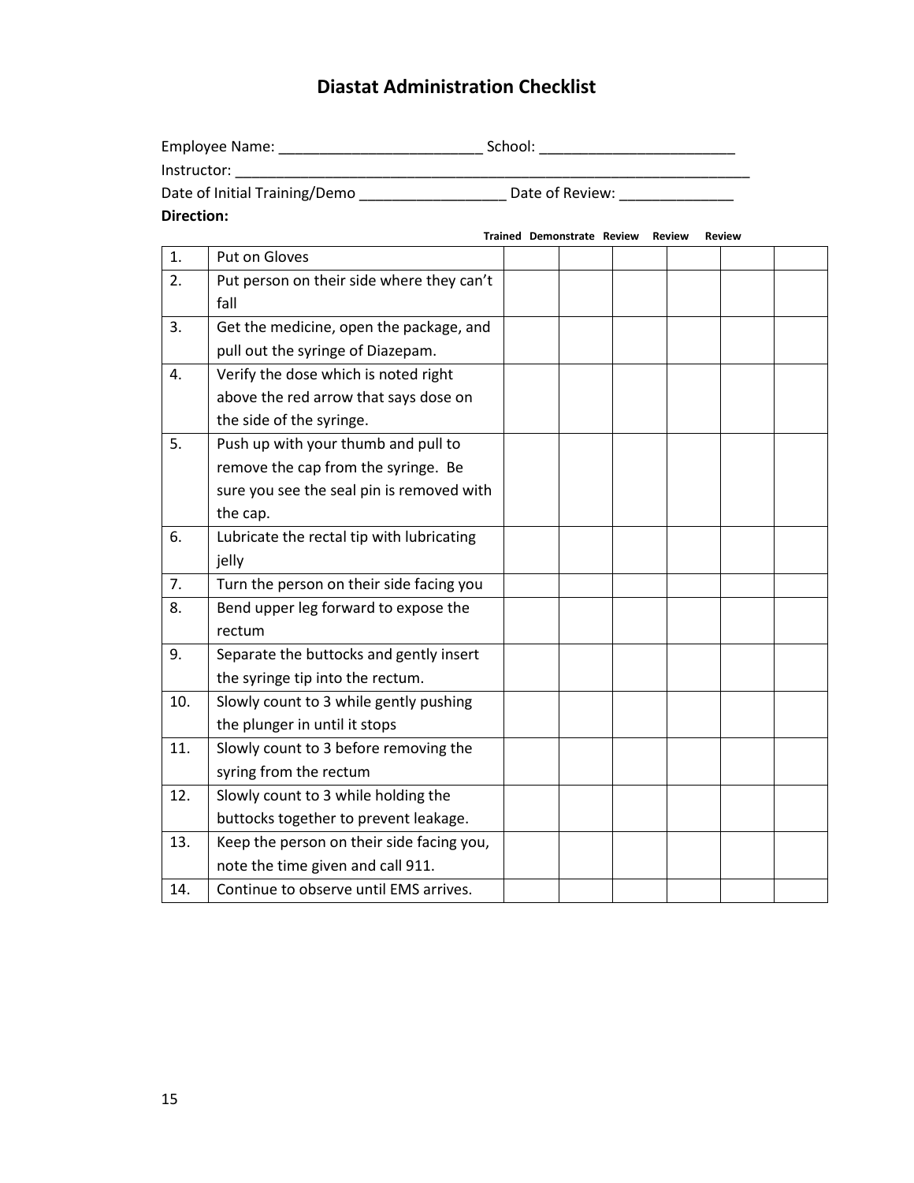# Diastat Administration Checklist

Employee Name: _________________________ School: ________________________

Instructor: _________________________________________________________________

Date of Initial Training/Demo __________________ Date of Review: ______________

**Direction:**

| | | Trained | Demonstrate | Review | Review | Review | |
|---|---|---|---|---|---|---|---|
| 1. | Put on Gloves | | | | | | |
| 2. | Put person on their side where they can't fall | | | | | | |
| 3. | Get the medicine, open the package, and pull out the syringe of Diazepam. | | | | | | |
| 4. | Verify the dose which is noted right above the red arrow that says dose on the side of the syringe. | | | | | | |
| 5. | Push up with your thumb and pull to remove the cap from the syringe. Be sure you see the seal pin is removed with the cap. | | | | | | |
| 6. | Lubricate the rectal tip with lubricating jelly | | | | | | |
| 7. | Turn the person on their side facing you | | | | | | |
| 8. | Bend upper leg forward to expose the rectum | | | | | | |
| 9. | Separate the buttocks and gently insert the syringe tip into the rectum. | | | | | | |
| 10. | Slowly count to 3 while gently pushing the plunger in until it stops | | | | | | |
| 11. | Slowly count to 3 before removing the syring from the rectum | | | | | | |
| 12. | Slowly count to 3 while holding the buttocks together to prevent leakage. | | | | | | |
| 13. | Keep the person on their side facing you, note the time given and call 911. | | | | | | |
| 14. | Continue to observe until EMS arrives. | | | | | | |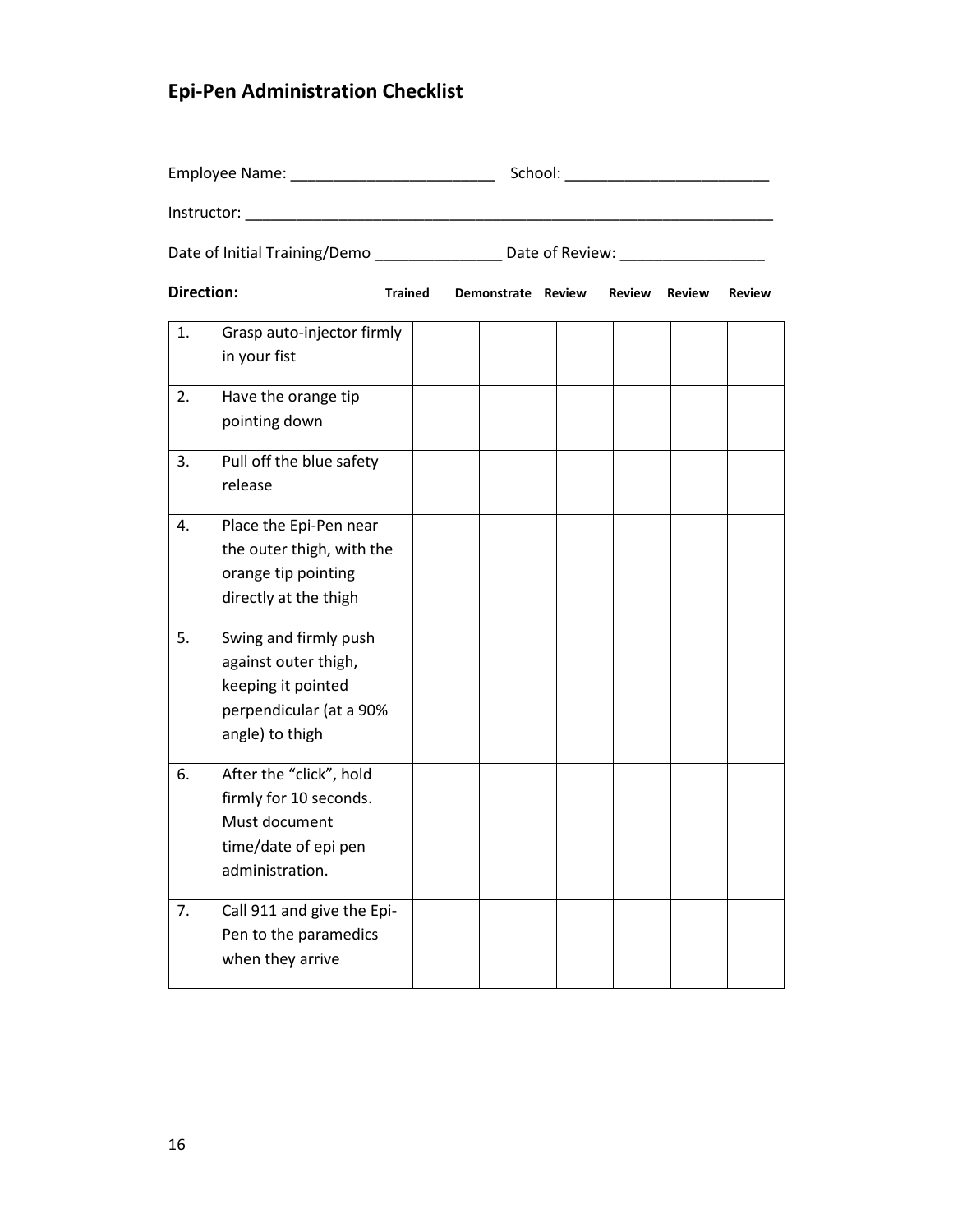# Epi-Pen Administration Checklist

Employee Name: ________________________ School: ________________________

Instructor: ________________________________________________________________

Date of Initial Training/Demo _______________ Date of Review: _________________

| Direction: | | Trained | Demonstrate | Review | Review | Review | Review |
|---|---|---|---|---|---|---|---|
| 1. | Grasp auto-injector firmly in your fist | | | | | | |
| 2. | Have the orange tip pointing down | | | | | | |
| 3. | Pull off the blue safety release | | | | | | |
| 4. | Place the Epi-Pen near the outer thigh, with the orange tip pointing directly at the thigh | | | | | | |
| 5. | Swing and firmly push against outer thigh, keeping it pointed perpendicular (at a 90% angle) to thigh | | | | | | |
| 6. | After the "click", hold firmly for 10 seconds. Must document time/date of epi pen administration. | | | | | | |
| 7. | Call 911 and give the Epi-Pen to the paramedics when they arrive | | | | | | |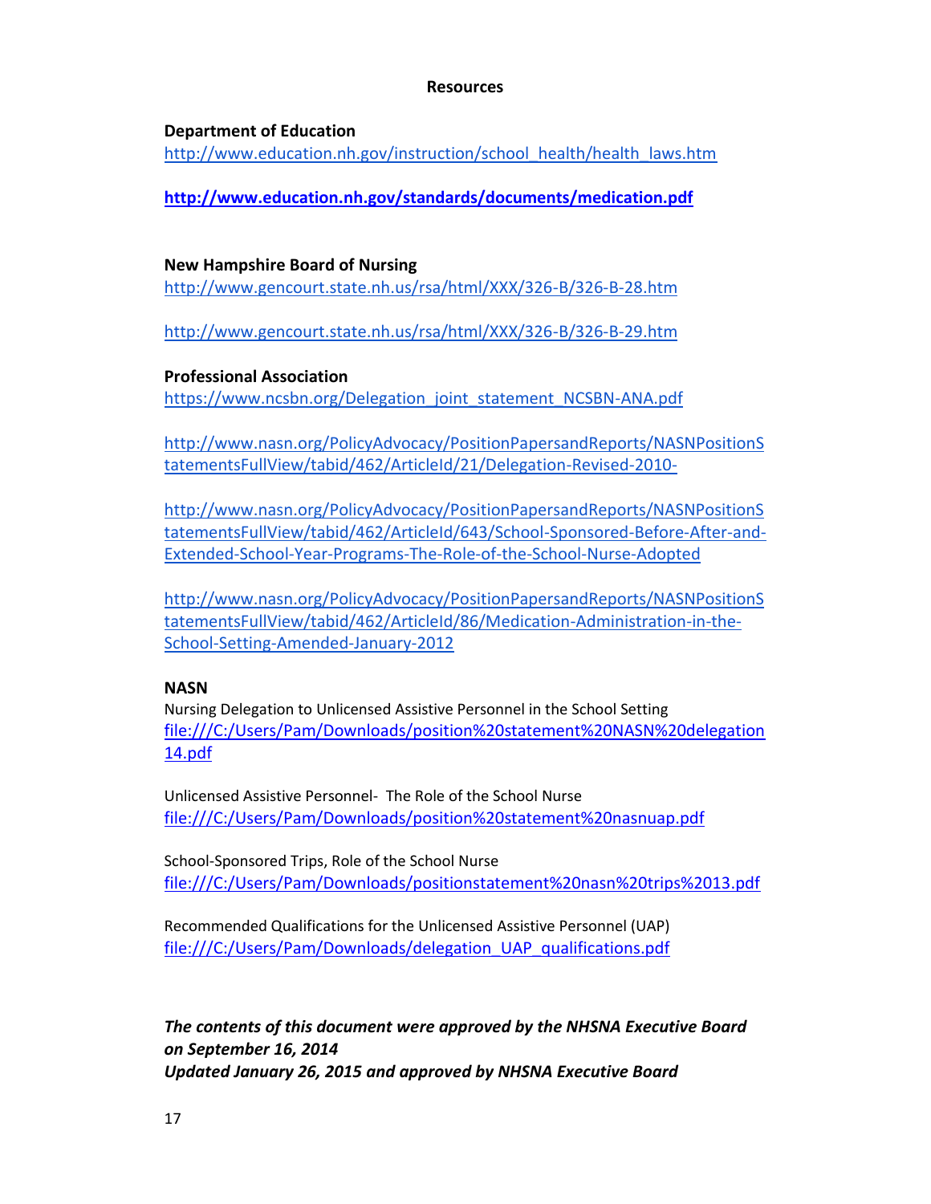## Resources

**Department of Education**

http://www.education.nh.gov/instruction/school_health/health_laws.htm

**http://www.education.nh.gov/standards/documents/medication.pdf**

**New Hampshire Board of Nursing**

http://www.gencourt.state.nh.us/rsa/html/XXX/326-B/326-B-28.htm

http://www.gencourt.state.nh.us/rsa/html/XXX/326-B/326-B-29.htm

**Professional Association**

https://www.ncsbn.org/Delegation_joint_statement_NCSBN-ANA.pdf

http://www.nasn.org/PolicyAdvocacy/PositionPapersandReports/NASNPositionStatementsFullView/tabid/462/ArticleId/21/Delegation-Revised-2010-

http://www.nasn.org/PolicyAdvocacy/PositionPapersandReports/NASNPositionStatementsFullView/tabid/462/ArticleId/643/School-Sponsored-Before-After-and-Extended-School-Year-Programs-The-Role-of-the-School-Nurse-Adopted

http://www.nasn.org/PolicyAdvocacy/PositionPapersandReports/NASNPositionStatementsFullView/tabid/462/ArticleId/86/Medication-Administration-in-the-School-Setting-Amended-January-2012

**NASN**

Nursing Delegation to Unlicensed Assistive Personnel in the School Setting
file:///C:/Users/Pam/Downloads/position%20statement%20NASN%20delegation14.pdf

Unlicensed Assistive Personnel- The Role of the School Nurse
file:///C:/Users/Pam/Downloads/position%20statement%20nasnuap.pdf

School-Sponsored Trips, Role of the School Nurse
file:///C:/Users/Pam/Downloads/positionstatement%20nasn%20trips%2013.pdf

Recommended Qualifications for the Unlicensed Assistive Personnel (UAP)
file:///C:/Users/Pam/Downloads/delegation_UAP_qualifications.pdf

***The contents of this document were approved by the NHSNA Executive Board on September 16, 2014***
***Updated January 26, 2015 and approved by NHSNA Executive Board***